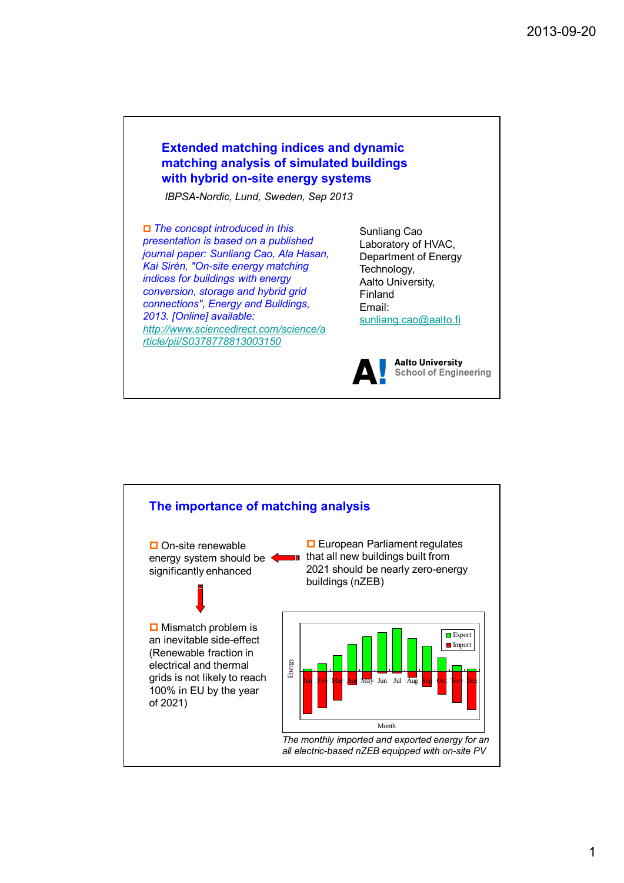## Extended matching indices and dynamic matching analysis of simulated buildings with hybrid on-site energy systems

*IBPSA-Nordic, Lund, Sweden, Sep 2013*

- *The concept introduced in this presentation is based on a published journal paper: Sunliang Cao, Ala Hasan, Kai Sirén, "On-site energy matching indices for buildings with energy conversion, storage and hybrid grid connections", Energy and Buildings, 2013. [Online] available: http://www.sciencedirect.com/science/article/pii/S0378778813003150*

Sunliang Cao
Laboratory of HVAC,
Department of Energy Technology,
Aalto University,
Finland
Email:
sunliang.cao@aalto.fi

Aalto University
School of Engineering

## The importance of matching analysis

- European Parliament regulates that all new buildings built from 2021 should be nearly zero-energy buildings (nZEB)
- On-site renewable energy system should be significantly enhanced
- Mismatch problem is an inevitable side-effect (Renewable fraction in electrical and thermal grids is not likely to reach 100% in EU by the year of 2021)

*The monthly imported and exported energy for an all electric-based nZEB equipped with on-site PV*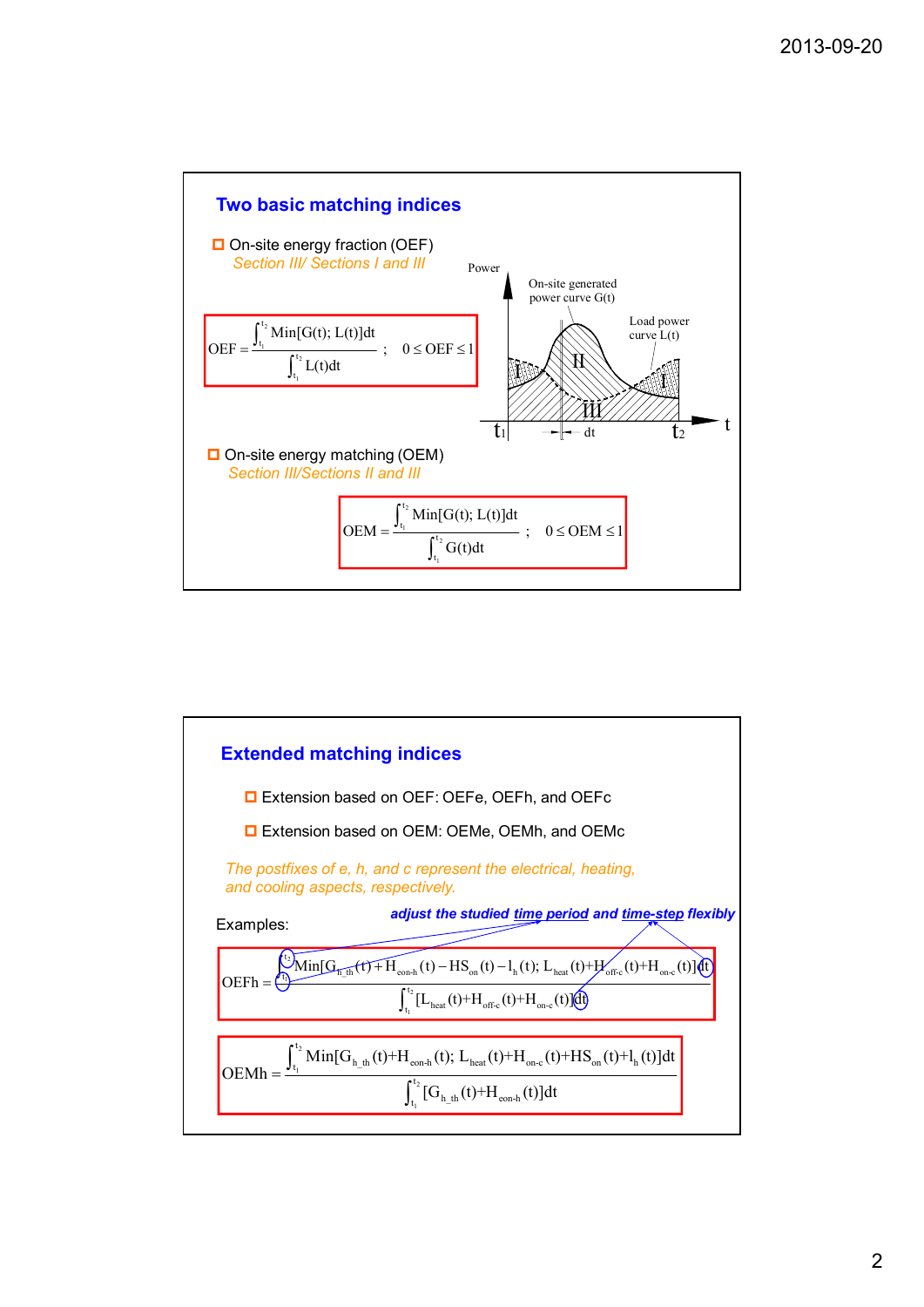## Two basic matching indices

- On-site energy fraction (OEF)
  *Section III/ Sections I and III*

$$\mathrm{OEF} = \frac{\int_{t_1}^{t_2} \mathrm{Min}[G(t); L(t)]dt}{\int_{t_1}^{t_2} L(t)dt} \quad ; \quad 0 \le \mathrm{OEF} \le 1$$

Power

On-site generated power curve G(t)

Load power curve L(t)

I II III I

$t_1$ dt $t_2$ t

- On-site energy matching (OEM)
  *Section III/Sections II and III*

$$\mathrm{OEM} = \frac{\int_{t_1}^{t_2} \mathrm{Min}[G(t); L(t)]dt}{\int_{t_1}^{t_2} G(t)dt} \quad ; \quad 0 \le \mathrm{OEM} \le 1$$

## Extended matching indices

- Extension based on OEF: OEFe, OEFh, and OEFc
- Extension based on OEM: OEMe, OEMh, and OEMc

*The postfixes of e, h, and c represent the electrical, heating, and cooling aspects, respectively.*

Examples:

***adjust the studied time period and time-step flexibly***

$$\mathrm{OEFh} = \frac{\int_{t_1}^{t_2} \mathrm{Min}[G_{h\_th}(t) + H_{eon\text{-}h}(t) - HS_{on}(t) - l_h(t);\ L_{heat}(t) + H_{off\text{-}c}(t) + H_{on\text{-}c}(t)]dt}{\int_{t_1}^{t_2} [L_{heat}(t) + H_{off\text{-}c}(t) + H_{on\text{-}c}(t)]dt}$$

$$\mathrm{OEMh} = \frac{\int_{t_1}^{t_2} \mathrm{Min}[G_{h\_th}(t) + H_{eon\text{-}h}(t);\ L_{heat}(t) + H_{on\text{-}c}(t) + HS_{on}(t) + l_h(t)]dt}{\int_{t_1}^{t_2} [G_{h\_th}(t) + H_{eon\text{-}h}(t)]dt}$$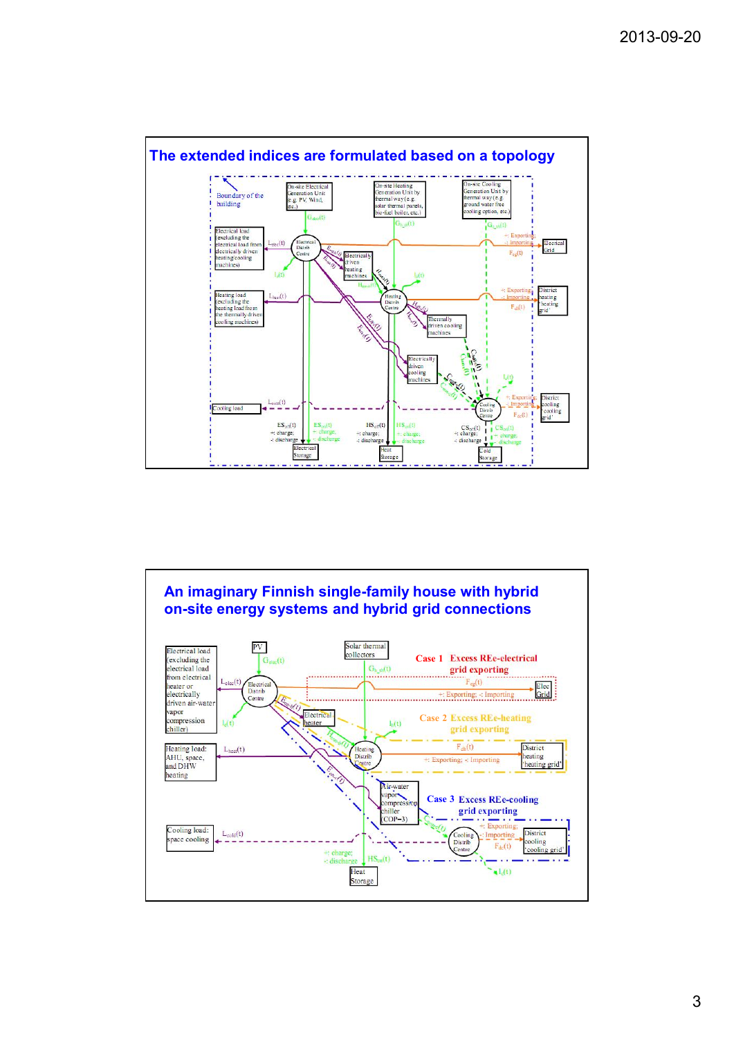## The extended indices are formulated based on a topology

Boundary of the building

On-site Electrical Generation Unit (e.g. PV, Wind, etc.)

On-site Heating Generation Unit by thermal way (e.g. solar thermal panels, bio-fuel boiler, etc.)

On-site Cooling Generation Unit by thermal way (e.g. ground water free cooling option, etc.)

$G_{elec}(t)$ $G_{h\_th}(t)$ $G_{c\_th}(t)$

Electrical load (excluding the electrical load from electrically driven heating/cooling machines)

$L_{elec}(t)$

Electrical Distrib Centre

$E_{ehm}(t)$ $E_{ch}(t)$ Electrically driven heating machines $H_{eh}(t)$

+: Exporting; -: Importing Electrical Grid $F_{eg}(t)$

$l_e(t)$ $l_h(t)$

Heating load (excluding the heating load from the thermally driven cooling machines)

$L_{heat}(t)$

Heating Distrib Centre

$H_{tcm}(t)$ Thermally driven cooling machines

+: Exporting; -: Importing District heating 'heating grid' $F_{dh}(t)$

$E_{ecm}(t)$ $E_{cs}(t)$

Electrically driven cooling machines

$C_{tcm}(t)$ $C_{ecm}(t)$ $l_c(t)$

Cooling load $L_{cold}(t)$

Cooling Distrib Centre

+: Exporting; -: Importing District cooling 'cooling grid' $F_{dc}(t)$

$ES_{in}(t)$ $ES_{out}(t)$ +: charge; -: discharge Electrical Storage

$HS_{in}(t)$ $HS_{out}(t)$ +: charge; -: discharge Heat Storage

$CS_{in}(t)$ $CS_{out}(t)$ +: charge; -: discharge Cold Storage

## An imaginary Finnish single-family house with hybrid on-site energy systems and hybrid grid connections

Electrical load (excluding the electrical load from electrical heater or electrically driven air-water vapor compression chiller)

PV $G_{elec}(t)$

Solar thermal collectors $G_{h\_th}(t)$

Case 1 Excess REe-electrical grid exporting

$L_{elec}(t)$ Electrical Distrib Centre $F_{eg}(t)$ +: Exporting; -: Importing Elec Grid

$l_e(t)$ $E_{eh}(t)$ Electrical heater $l_h(t)$

Case 2 Excess REe-heating grid exporting

Heating load: AHU, space, and DHW heating

$L_{heat}(t)$ $H_{eh}(t)$ Heating Distrib Centre $F_{dh}(t)$ +: Exporting; -: Importing District heating 'heating grid'

$E_{ch}(t)$ Air-water vapor compression chiller (COP=3)

Case 3 Excess REe-cooling grid exporting

Cooling load: space cooling $L_{cold}(t)$

$C_{ch}(t)$ Cooling Distrib Centre +: Exporting; -: Importing District cooling 'cooling grid' $F_{dc}(t)$

+: charge; -: discharge $HS_{in}(t)$ Heat Storage $l_c(t)$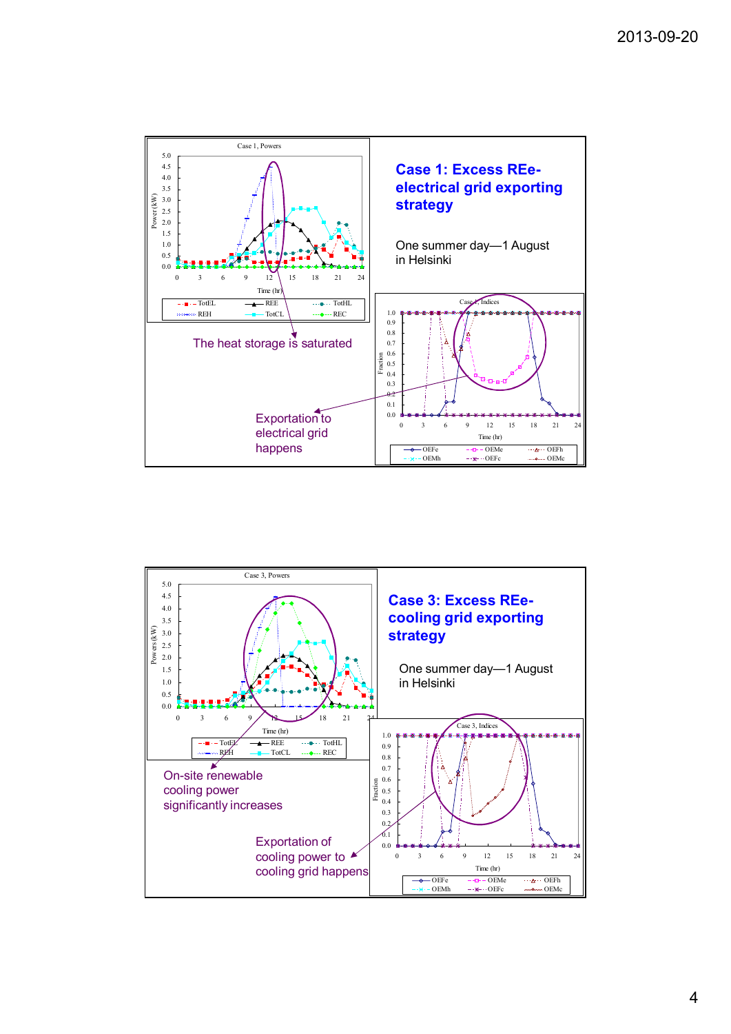## Case 1: Excess REe-electrical grid exporting strategy

One summer day—1 August in Helsinki

The heat storage is saturated

Exportation to electrical grid happens

## Case 3: Excess REe-cooling grid exporting strategy

One summer day—1 August in Helsinki

On-site renewable cooling power significantly increases

Exportation of cooling power to cooling grid happens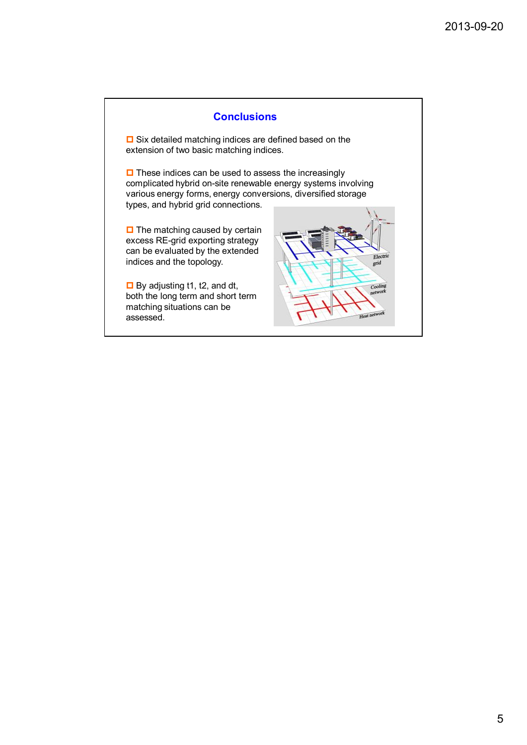## Conclusions

- Six detailed matching indices are defined based on the extension of two basic matching indices.

- These indices can be used to assess the increasingly complicated hybrid on-site renewable energy systems involving various energy forms, energy conversions, diversified storage types, and hybrid grid connections.

- The matching caused by certain excess RE-grid exporting strategy can be evaluated by the extended indices and the topology.

- By adjusting t1, t2, and dt, both the long term and short term matching situations can be assessed.

Electric grid

Cooling network

Heat network